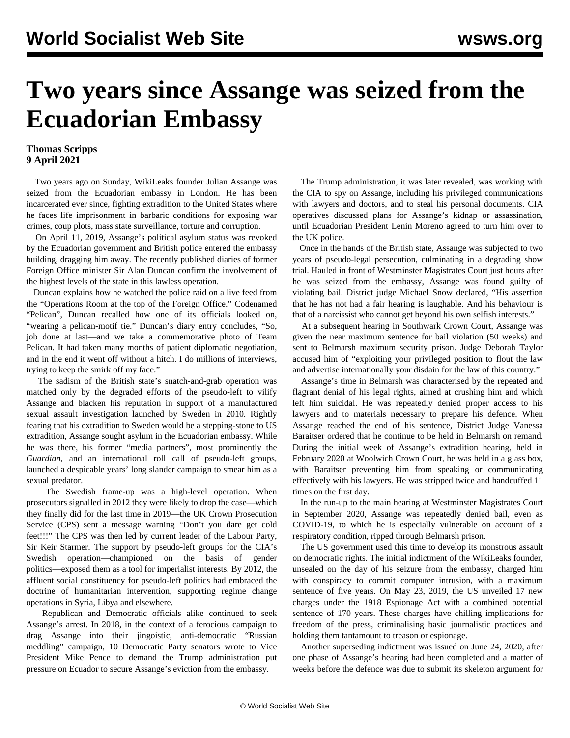# Two years since Assange was seized from the Ecuadorian Embassy

**Thomas Scripps**
**9 April 2021**

Two years ago on Sunday, WikiLeaks founder Julian Assange was seized from the Ecuadorian embassy in London. He has been incarcerated ever since, fighting extradition to the United States where he faces life imprisonment in barbaric conditions for exposing war crimes, coup plots, mass state surveillance, torture and corruption.

On April 11, 2019, Assange's political asylum status was revoked by the Ecuadorian government and British police entered the embassy building, dragging him away. The recently published diaries of former Foreign Office minister Sir Alan Duncan confirm the involvement of the highest levels of the state in this lawless operation.

Duncan explains how he watched the police raid on a live feed from the "Operations Room at the top of the Foreign Office." Codenamed "Pelican", Duncan recalled how one of its officials looked on, "wearing a pelican-motif tie." Duncan's diary entry concludes, "So, job done at last—and we take a commemorative photo of Team Pelican. It had taken many months of patient diplomatic negotiation, and in the end it went off without a hitch. I do millions of interviews, trying to keep the smirk off my face."

The sadism of the British state's snatch-and-grab operation was matched only by the degraded efforts of the pseudo-left to vilify Assange and blacken his reputation in support of a manufactured sexual assault investigation launched by Sweden in 2010. Rightly fearing that his extradition to Sweden would be a stepping-stone to US extradition, Assange sought asylum in the Ecuadorian embassy. While he was there, his former "media partners", most prominently the *Guardian*, and an international roll call of pseudo-left groups, launched a despicable years' long slander campaign to smear him as a sexual predator.

The Swedish frame-up was a high-level operation. When prosecutors signalled in 2012 they were likely to drop the case—which they finally did for the last time in 2019—the UK Crown Prosecution Service (CPS) sent a message warning "Don't you dare get cold feet!!!" The CPS was then led by current leader of the Labour Party, Sir Keir Starmer. The support by pseudo-left groups for the CIA's Swedish operation—championed on the basis of gender politics—exposed them as a tool for imperialist interests. By 2012, the affluent social constituency for pseudo-left politics had embraced the doctrine of humanitarian intervention, supporting regime change operations in Syria, Libya and elsewhere.

Republican and Democratic officials alike continued to seek Assange's arrest. In 2018, in the context of a ferocious campaign to drag Assange into their jingoistic, anti-democratic "Russian meddling" campaign, 10 Democratic Party senators wrote to Vice President Mike Pence to demand the Trump administration put pressure on Ecuador to secure Assange's eviction from the embassy.

The Trump administration, it was later revealed, was working with the CIA to spy on Assange, including his privileged communications with lawyers and doctors, and to steal his personal documents. CIA operatives discussed plans for Assange's kidnap or assassination, until Ecuadorian President Lenin Moreno agreed to turn him over to the UK police.

Once in the hands of the British state, Assange was subjected to two years of pseudo-legal persecution, culminating in a degrading show trial. Hauled in front of Westminster Magistrates Court just hours after he was seized from the embassy, Assange was found guilty of violating bail. District judge Michael Snow declared, "His assertion that he has not had a fair hearing is laughable. And his behaviour is that of a narcissist who cannot get beyond his own selfish interests."

At a subsequent hearing in Southwark Crown Court, Assange was given the near maximum sentence for bail violation (50 weeks) and sent to Belmarsh maximum security prison. Judge Deborah Taylor accused him of "exploiting your privileged position to flout the law and advertise internationally your disdain for the law of this country."

Assange's time in Belmarsh was characterised by the repeated and flagrant denial of his legal rights, aimed at crushing him and which left him suicidal. He was repeatedly denied proper access to his lawyers and to materials necessary to prepare his defence. When Assange reached the end of his sentence, District Judge Vanessa Baraitser ordered that he continue to be held in Belmarsh on remand. During the initial week of Assange's extradition hearing, held in February 2020 at Woolwich Crown Court, he was held in a glass box, with Baraitser preventing him from speaking or communicating effectively with his lawyers. He was stripped twice and handcuffed 11 times on the first day.

In the run-up to the main hearing at Westminster Magistrates Court in September 2020, Assange was repeatedly denied bail, even as COVID-19, to which he is especially vulnerable on account of a respiratory condition, ripped through Belmarsh prison.

The US government used this time to develop its monstrous assault on democratic rights. The initial indictment of the WikiLeaks founder, unsealed on the day of his seizure from the embassy, charged him with conspiracy to commit computer intrusion, with a maximum sentence of five years. On May 23, 2019, the US unveiled 17 new charges under the 1918 Espionage Act with a combined potential sentence of 170 years. These charges have chilling implications for freedom of the press, criminalising basic journalistic practices and holding them tantamount to treason or espionage.

Another superseding indictment was issued on June 24, 2020, after one phase of Assange's hearing had been completed and a matter of weeks before the defence was due to submit its skeleton argument for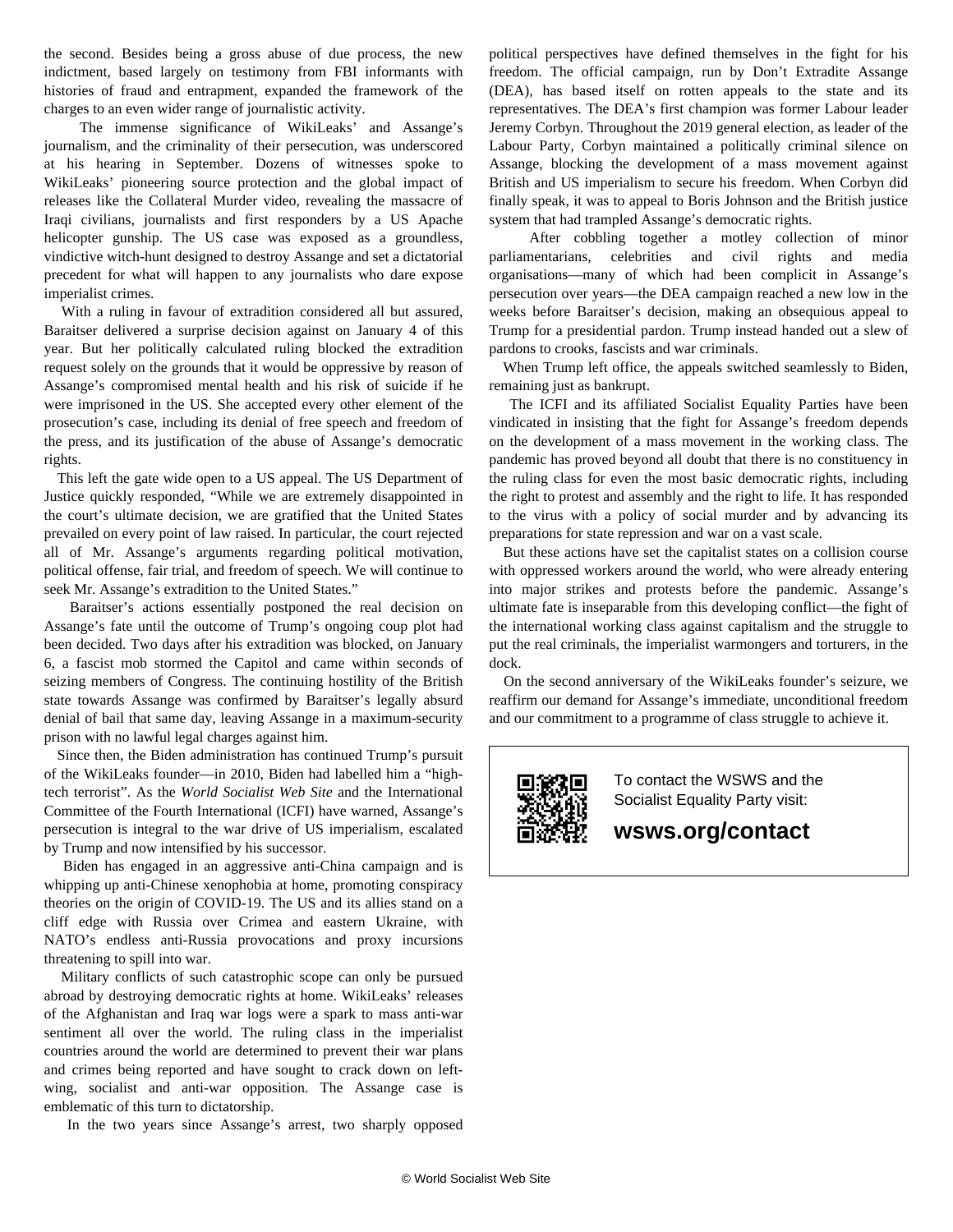the second. Besides being a gross abuse of due process, the new indictment, based largely on testimony from FBI informants with histories of fraud and entrapment, expanded the framework of the charges to an even wider range of journalistic activity.

The immense significance of WikiLeaks' and Assange's journalism, and the criminality of their persecution, was underscored at his hearing in September. Dozens of witnesses spoke to WikiLeaks' pioneering source protection and the global impact of releases like the Collateral Murder video, revealing the massacre of Iraqi civilians, journalists and first responders by a US Apache helicopter gunship. The US case was exposed as a groundless, vindictive witch-hunt designed to destroy Assange and set a dictatorial precedent for what will happen to any journalists who dare expose imperialist crimes.

With a ruling in favour of extradition considered all but assured, Baraitser delivered a surprise decision against on January 4 of this year. But her politically calculated ruling blocked the extradition request solely on the grounds that it would be oppressive by reason of Assange's compromised mental health and his risk of suicide if he were imprisoned in the US. She accepted every other element of the prosecution's case, including its denial of free speech and freedom of the press, and its justification of the abuse of Assange's democratic rights.

This left the gate wide open to a US appeal. The US Department of Justice quickly responded, "While we are extremely disappointed in the court's ultimate decision, we are gratified that the United States prevailed on every point of law raised. In particular, the court rejected all of Mr. Assange's arguments regarding political motivation, political offense, fair trial, and freedom of speech. We will continue to seek Mr. Assange's extradition to the United States."

Baraitser's actions essentially postponed the real decision on Assange's fate until the outcome of Trump's ongoing coup plot had been decided. Two days after his extradition was blocked, on January 6, a fascist mob stormed the Capitol and came within seconds of seizing members of Congress. The continuing hostility of the British state towards Assange was confirmed by Baraitser's legally absurd denial of bail that same day, leaving Assange in a maximum-security prison with no lawful legal charges against him.

Since then, the Biden administration has continued Trump's pursuit of the WikiLeaks founder—in 2010, Biden had labelled him a "high-tech terrorist". As the *World Socialist Web Site* and the International Committee of the Fourth International (ICFI) have warned, Assange's persecution is integral to the war drive of US imperialism, escalated by Trump and now intensified by his successor.

Biden has engaged in an aggressive anti-China campaign and is whipping up anti-Chinese xenophobia at home, promoting conspiracy theories on the origin of COVID-19. The US and its allies stand on a cliff edge with Russia over Crimea and eastern Ukraine, with NATO's endless anti-Russia provocations and proxy incursions threatening to spill into war.

Military conflicts of such catastrophic scope can only be pursued abroad by destroying democratic rights at home. WikiLeaks' releases of the Afghanistan and Iraq war logs were a spark to mass anti-war sentiment all over the world. The ruling class in the imperialist countries around the world are determined to prevent their war plans and crimes being reported and have sought to crack down on left-wing, socialist and anti-war opposition. The Assange case is emblematic of this turn to dictatorship.

In the two years since Assange's arrest, two sharply opposed political perspectives have defined themselves in the fight for his freedom. The official campaign, run by Don't Extradite Assange (DEA), has based itself on rotten appeals to the state and its representatives. The DEA's first champion was former Labour leader Jeremy Corbyn. Throughout the 2019 general election, as leader of the Labour Party, Corbyn maintained a politically criminal silence on Assange, blocking the development of a mass movement against British and US imperialism to secure his freedom. When Corbyn did finally speak, it was to appeal to Boris Johnson and the British justice system that had trampled Assange's democratic rights.

After cobbling together a motley collection of minor parliamentarians, celebrities and civil rights and media organisations—many of which had been complicit in Assange's persecution over years—the DEA campaign reached a new low in the weeks before Baraitser's decision, making an obsequious appeal to Trump for a presidential pardon. Trump instead handed out a slew of pardons to crooks, fascists and war criminals.

When Trump left office, the appeals switched seamlessly to Biden, remaining just as bankrupt.

The ICFI and its affiliated Socialist Equality Parties have been vindicated in insisting that the fight for Assange's freedom depends on the development of a mass movement in the working class. The pandemic has proved beyond all doubt that there is no constituency in the ruling class for even the most basic democratic rights, including the right to protest and assembly and the right to life. It has responded to the virus with a policy of social murder and by advancing its preparations for state repression and war on a vast scale.

But these actions have set the capitalist states on a collision course with oppressed workers around the world, who were already entering into major strikes and protests before the pandemic. Assange's ultimate fate is inseparable from this developing conflict—the fight of the international working class against capitalism and the struggle to put the real criminals, the imperialist warmongers and torturers, in the dock.

On the second anniversary of the WikiLeaks founder's seizure, we reaffirm our demand for Assange's immediate, unconditional freedom and our commitment to a programme of class struggle to achieve it.

To contact the WSWS and the Socialist Equality Party visit:

**wsws.org/contact**